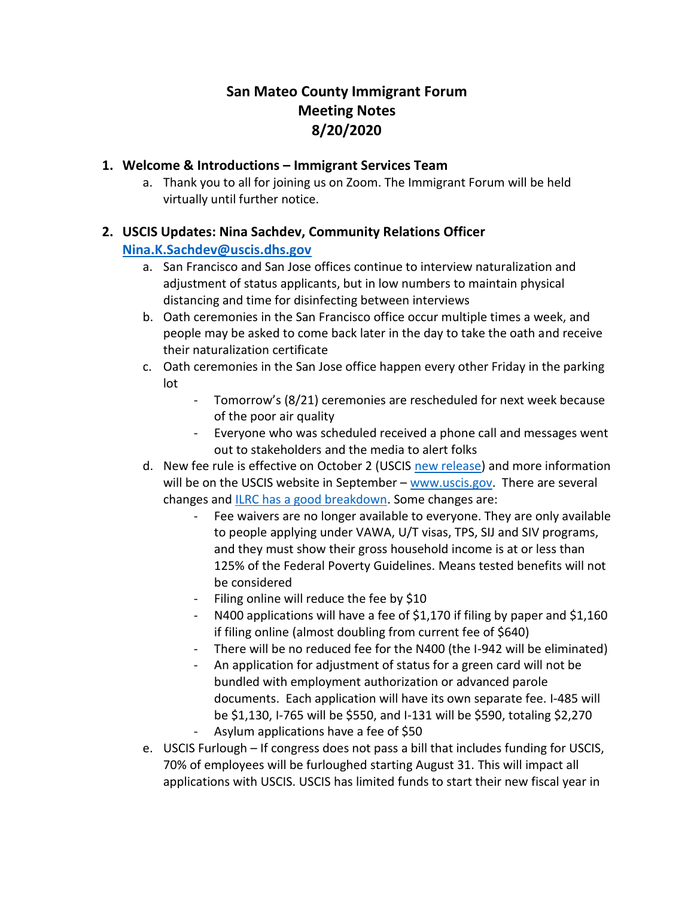# San Mateo County Immigrant Forum
# Meeting Notes
# 8/20/2020

1. **Welcome & Introductions – Immigrant Services Team**
   a. Thank you to all for joining us on Zoom. The Immigrant Forum will be held virtually until further notice.

2. **USCIS Updates: Nina Sachdev, Community Relations Officer**
   **[Nina.K.Sachdev@uscis.dhs.gov](mailto:Nina.K.Sachdev@uscis.dhs.gov)**
   a. San Francisco and San Jose offices continue to interview naturalization and adjustment of status applicants, but in low numbers to maintain physical distancing and time for disinfecting between interviews
   b. Oath ceremonies in the San Francisco office occur multiple times a week, and people may be asked to come back later in the day to take the oath and receive their naturalization certificate
   c. Oath ceremonies in the San Jose office happen every other Friday in the parking lot
      - Tomorrow's (8/21) ceremonies are rescheduled for next week because of the poor air quality
      - Everyone who was scheduled received a phone call and messages went out to stakeholders and the media to alert folks
   d. New fee rule is effective on October 2 (USCIS new release) and more information will be on the USCIS website in September – www.uscis.gov. There are several changes and ILRC has a good breakdown. Some changes are:
      - Fee waivers are no longer available to everyone. They are only available to people applying under VAWA, U/T visas, TPS, SIJ and SIV programs, and they must show their gross household income is at or less than 125% of the Federal Poverty Guidelines. Means tested benefits will not be considered
      - Filing online will reduce the fee by $10
      - N400 applications will have a fee of $1,170 if filing by paper and $1,160 if filing online (almost doubling from current fee of $640)
      - There will be no reduced fee for the N400 (the I-942 will be eliminated)
      - An application for adjustment of status for a green card will not be bundled with employment authorization or advanced parole documents. Each application will have its own separate fee. I-485 will be $1,130, I-765 will be $550, and I-131 will be $590, totaling $2,270
      - Asylum applications have a fee of $50
   e. USCIS Furlough – If congress does not pass a bill that includes funding for USCIS, 70% of employees will be furloughed starting August 31. This will impact all applications with USCIS. USCIS has limited funds to start their new fiscal year in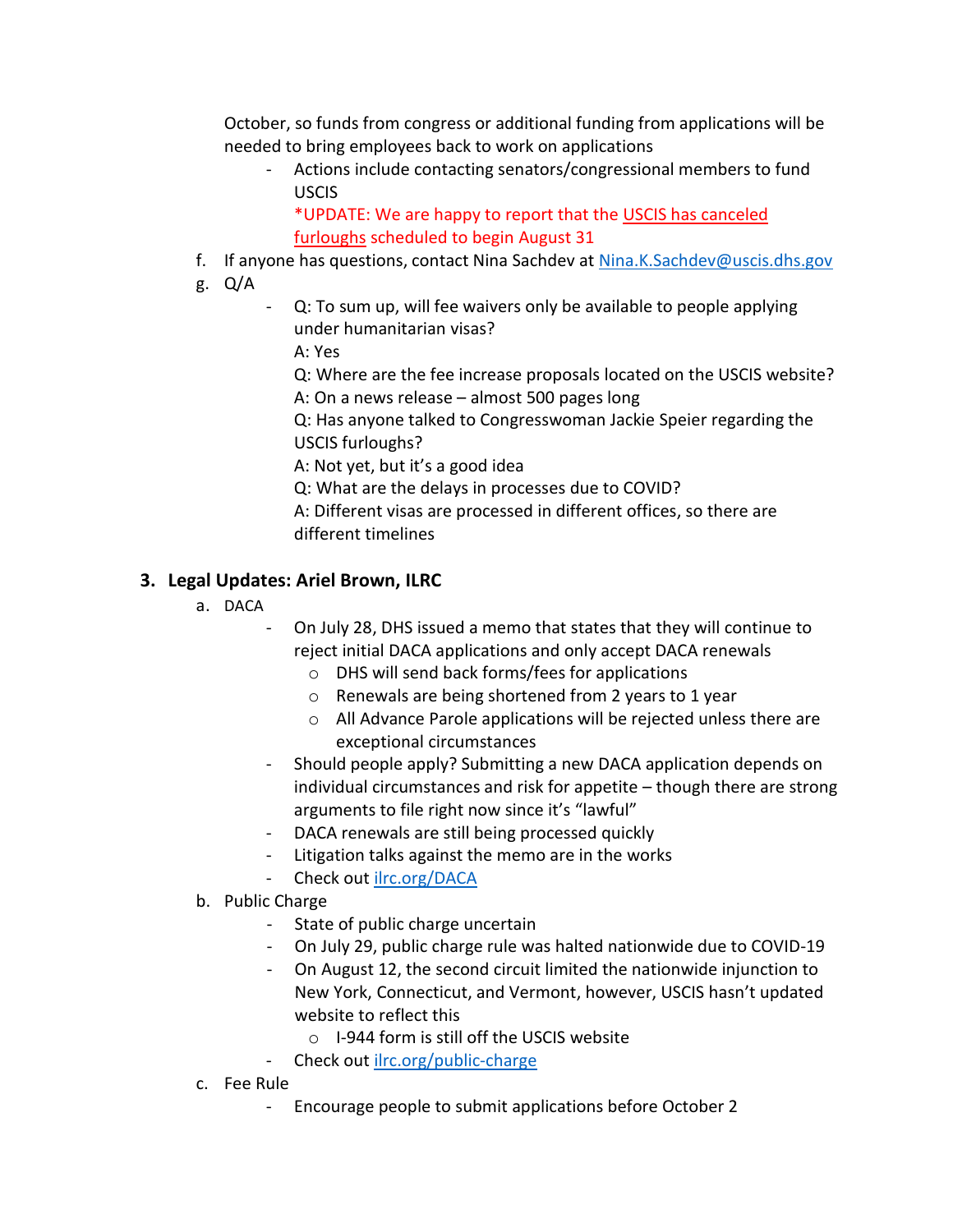October, so funds from congress or additional funding from applications will be needed to bring employees back to work on applications

- Actions include contacting senators/congressional members to fund USCIS
  *UPDATE: We are happy to report that the USCIS has canceled furloughs scheduled to begin August 31

f. If anyone has questions, contact Nina Sachdev at Nina.K.Sachdev@uscis.dhs.gov

g. Q/A

- Q: To sum up, will fee waivers only be available to people applying under humanitarian visas?
  A: Yes
  Q: Where are the fee increase proposals located on the USCIS website?
  A: On a news release – almost 500 pages long
  Q: Has anyone talked to Congresswoman Jackie Speier regarding the USCIS furloughs?
  A: Not yet, but it's a good idea
  Q: What are the delays in processes due to COVID?
  A: Different visas are processed in different offices, so there are different timelines

## 3. Legal Updates: Ariel Brown, ILRC

a. DACA

- On July 28, DHS issued a memo that states that they will continue to reject initial DACA applications and only accept DACA renewals
  - DHS will send back forms/fees for applications
  - Renewals are being shortened from 2 years to 1 year
  - All Advance Parole applications will be rejected unless there are exceptional circumstances
- Should people apply? Submitting a new DACA application depends on individual circumstances and risk for appetite – though there are strong arguments to file right now since it's "lawful"
- DACA renewals are still being processed quickly
- Litigation talks against the memo are in the works
- Check out ilrc.org/DACA

b. Public Charge

- State of public charge uncertain
- On July 29, public charge rule was halted nationwide due to COVID-19
- On August 12, the second circuit limited the nationwide injunction to New York, Connecticut, and Vermont, however, USCIS hasn't updated website to reflect this
  - I-944 form is still off the USCIS website
- Check out ilrc.org/public-charge

c. Fee Rule

- Encourage people to submit applications before October 2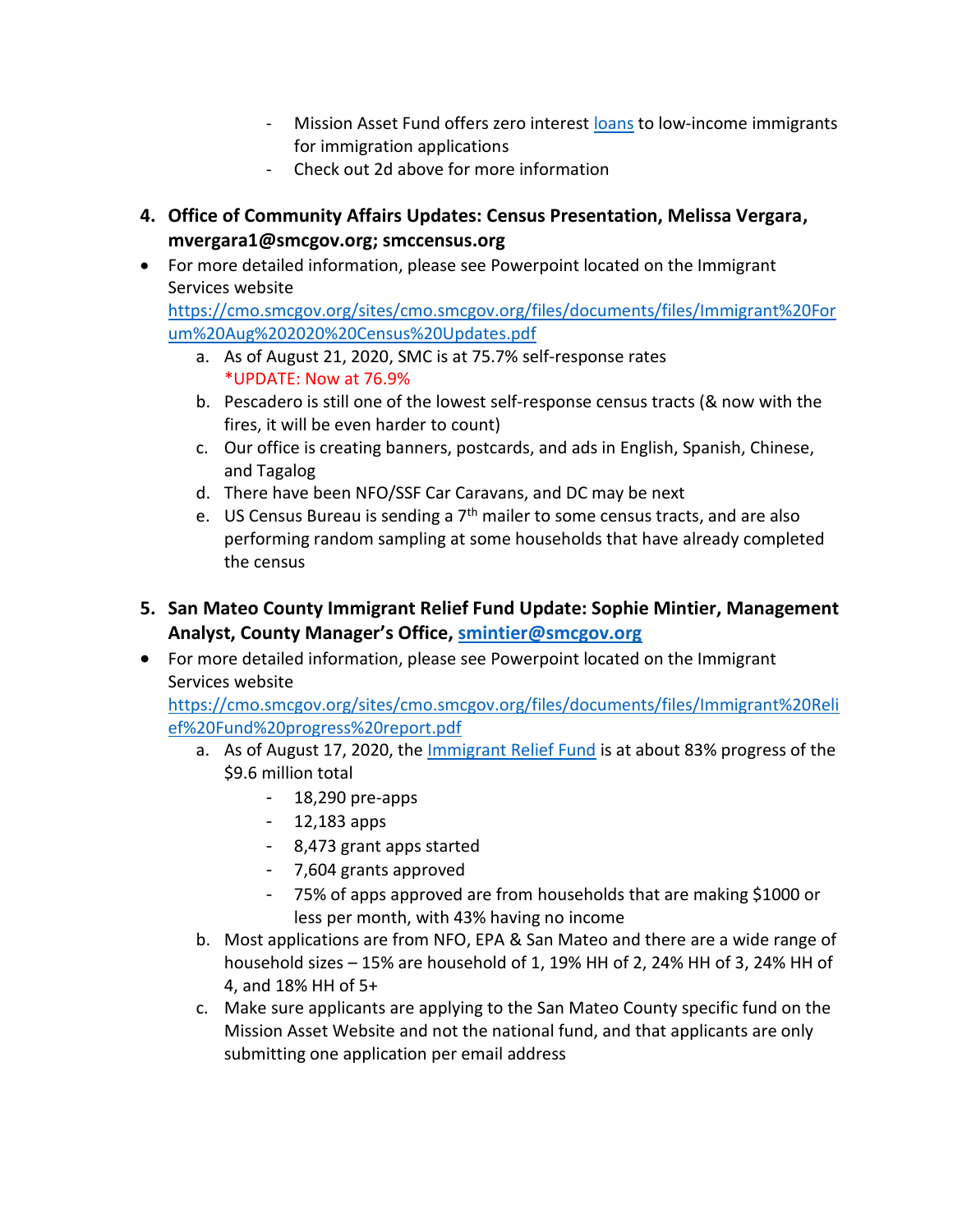- Mission Asset Fund offers zero interest [loans](#) to low-income immigrants for immigration applications
  - Check out 2d above for more information

4. **Office of Community Affairs Updates: Census Presentation, Melissa Vergara, mvergara1@smcgov.org; smccensus.org**

- For more detailed information, please see Powerpoint located on the Immigrant Services website https://cmo.smcgov.org/sites/cmo.smcgov.org/files/documents/files/Immigrant%20Forum%20Aug%202020%20Census%20Updates.pdf
  a. As of August 21, 2020, SMC is at 75.7% self-response rates
     *UPDATE: Now at 76.9%
  b. Pescadero is still one of the lowest self-response census tracts (& now with the fires, it will be even harder to count)
  c. Our office is creating banners, postcards, and ads in English, Spanish, Chinese, and Tagalog
  d. There have been NFO/SSF Car Caravans, and DC may be next
  e. US Census Bureau is sending a 7th mailer to some census tracts, and are also performing random sampling at some households that have already completed the census

5. **San Mateo County Immigrant Relief Fund Update: Sophie Mintier, Management Analyst, County Manager's Office, smintier@smcgov.org**

- For more detailed information, please see Powerpoint located on the Immigrant Services website https://cmo.smcgov.org/sites/cmo.smcgov.org/files/documents/files/Immigrant%20Relief%20Fund%20progress%20report.pdf
  a. As of August 17, 2020, the [Immigrant Relief Fund](#) is at about 83% progress of the $9.6 million total
     - 18,290 pre-apps
     - 12,183 apps
     - 8,473 grant apps started
     - 7,604 grants approved
     - 75% of apps approved are from households that are making $1000 or less per month, with 43% having no income
  b. Most applications are from NFO, EPA & San Mateo and there are a wide range of household sizes – 15% are household of 1, 19% HH of 2, 24% HH of 3, 24% HH of 4, and 18% HH of 5+
  c. Make sure applicants are applying to the San Mateo County specific fund on the Mission Asset Website and not the national fund, and that applicants are only submitting one application per email address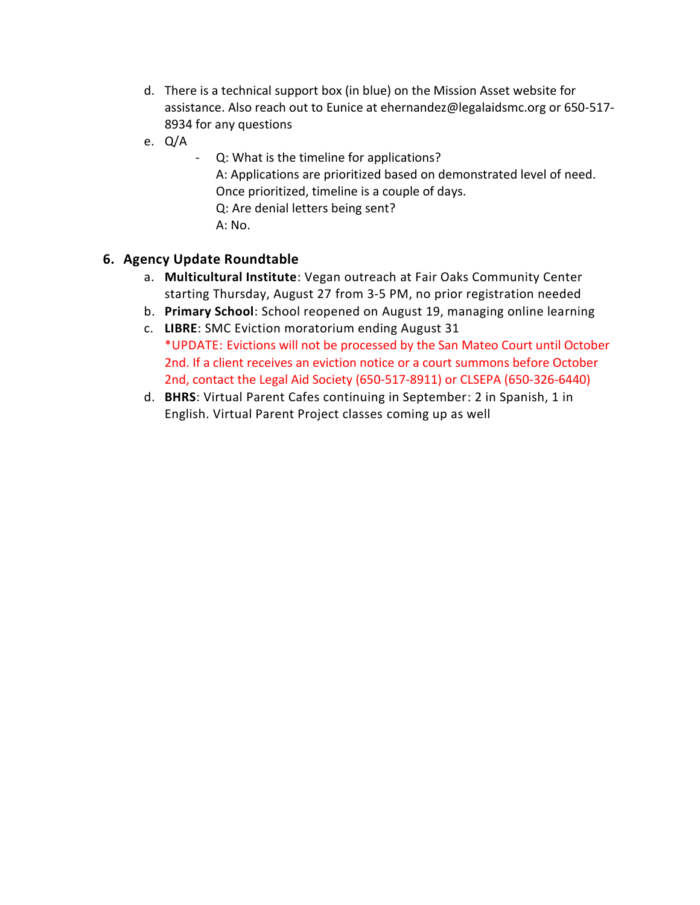d. There is a technical support box (in blue) on the Mission Asset website for assistance. Also reach out to Eunice at ehernandez@legalaidsmc.org or 650-517-8934 for any questions

e. Q/A

  - Q: What is the timeline for applications?
    A: Applications are prioritized based on demonstrated level of need. Once prioritized, timeline is a couple of days.
    Q: Are denial letters being sent?
    A: No.

## 6. Agency Update Roundtable

a. **Multicultural Institute**: Vegan outreach at Fair Oaks Community Center starting Thursday, August 27 from 3-5 PM, no prior registration needed

b. **Primary School**: School reopened on August 19, managing online learning

c. **LIBRE**: SMC Eviction moratorium ending August 31
*UPDATE: Evictions will not be processed by the San Mateo Court until October 2nd. If a client receives an eviction notice or a court summons before October 2nd, contact the Legal Aid Society (650-517-8911) or CLSEPA (650-326-6440)

d. **BHRS**: Virtual Parent Cafes continuing in September: 2 in Spanish, 1 in English. Virtual Parent Project classes coming up as well